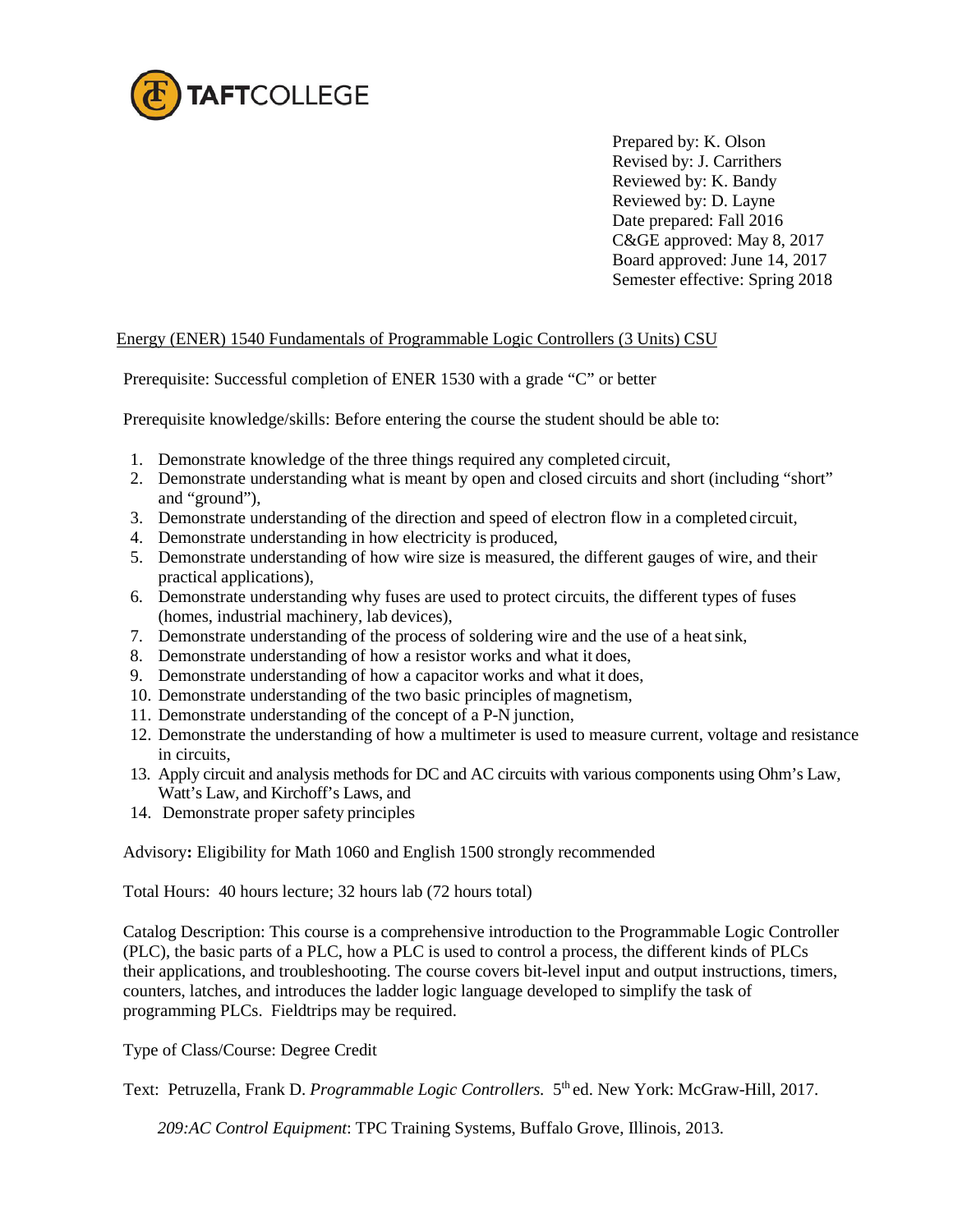**TAFTCOLLEGE**

Prepared by: K. Olson
Revised by: J. Carrithers
Reviewed by: K. Bandy
Reviewed by: D. Layne
Date prepared: Fall 2016
C&GE approved: May 8, 2017
Board approved: June 14, 2017
Semester effective: Spring 2018

Energy (ENER) 1540 Fundamentals of Programmable Logic Controllers (3 Units) CSU

Prerequisite: Successful completion of ENER 1530 with a grade "C" or better

Prerequisite knowledge/skills: Before entering the course the student should be able to:

1. Demonstrate knowledge of the three things required any completed circuit,
2. Demonstrate understanding what is meant by open and closed circuits and short (including "short" and "ground"),
3. Demonstrate understanding of the direction and speed of electron flow in a completed circuit,
4. Demonstrate understanding in how electricity is produced,
5. Demonstrate understanding of how wire size is measured, the different gauges of wire, and their practical applications),
6. Demonstrate understanding why fuses are used to protect circuits, the different types of fuses (homes, industrial machinery, lab devices),
7. Demonstrate understanding of the process of soldering wire and the use of a heat sink,
8. Demonstrate understanding of how a resistor works and what it does,
9. Demonstrate understanding of how a capacitor works and what it does,
10. Demonstrate understanding of the two basic principles of magnetism,
11. Demonstrate understanding of the concept of a P-N junction,
12. Demonstrate the understanding of how a multimeter is used to measure current, voltage and resistance in circuits,
13. Apply circuit and analysis methods for DC and AC circuits with various components using Ohm's Law, Watt's Law, and Kirchoff's Laws, and
14. Demonstrate proper safety principles

Advisory**:** Eligibility for Math 1060 and English 1500 strongly recommended

Total Hours: 40 hours lecture; 32 hours lab (72 hours total)

Catalog Description: This course is a comprehensive introduction to the Programmable Logic Controller (PLC), the basic parts of a PLC, how a PLC is used to control a process, the different kinds of PLCs their applications, and troubleshooting. The course covers bit-level input and output instructions, timers, counters, latches, and introduces the ladder logic language developed to simplify the task of programming PLCs. Fieldtrips may be required.

Type of Class/Course: Degree Credit

Text: Petruzella, Frank D. *Programmable Logic Controllers.* 5th ed. New York: McGraw-Hill, 2017.

*209:AC Control Equipment*: TPC Training Systems, Buffalo Grove, Illinois, 2013.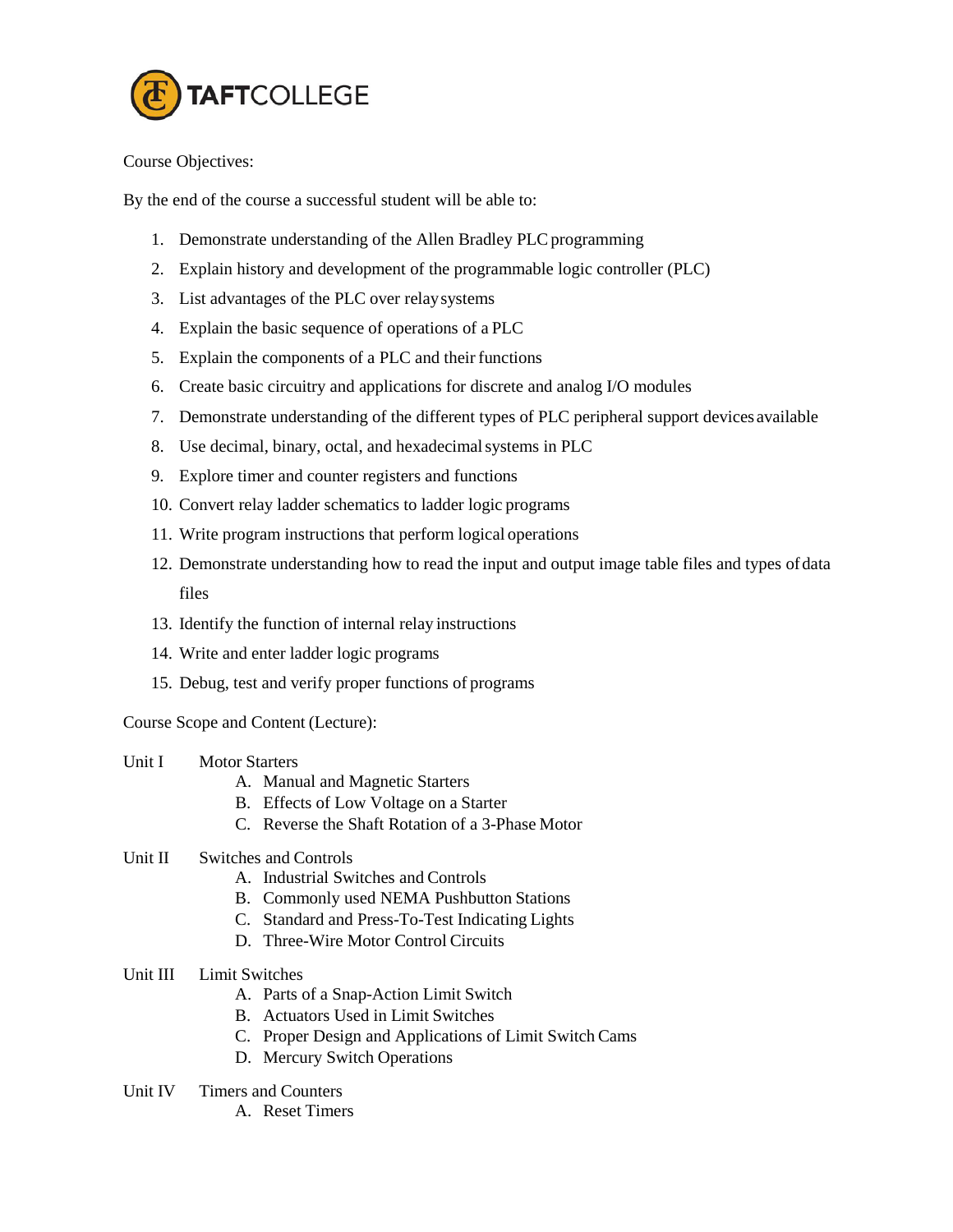Course Objectives:

By the end of the course a successful student will be able to:

1. Demonstrate understanding of the Allen Bradley PLC programming
2. Explain history and development of the programmable logic controller (PLC)
3. List advantages of the PLC over relay systems
4. Explain the basic sequence of operations of a PLC
5. Explain the components of a PLC and their functions
6. Create basic circuitry and applications for discrete and analog I/O modules
7. Demonstrate understanding of the different types of PLC peripheral support devices available
8. Use decimal, binary, octal, and hexadecimal systems in PLC
9. Explore timer and counter registers and functions
10. Convert relay ladder schematics to ladder logic programs
11. Write program instructions that perform logical operations
12. Demonstrate understanding how to read the input and output image table files and types of data files
13. Identify the function of internal relay instructions
14. Write and enter ladder logic programs
15. Debug, test and verify proper functions of programs

Course Scope and Content (Lecture):

Unit I Motor Starters

- A. Manual and Magnetic Starters
- B. Effects of Low Voltage on a Starter
- C. Reverse the Shaft Rotation of a 3-Phase Motor

Unit II Switches and Controls

- A. Industrial Switches and Controls
- B. Commonly used NEMA Pushbutton Stations
- C. Standard and Press-To-Test Indicating Lights
- D. Three-Wire Motor Control Circuits

Unit III Limit Switches

- A. Parts of a Snap-Action Limit Switch
- B. Actuators Used in Limit Switches
- C. Proper Design and Applications of Limit Switch Cams
- D. Mercury Switch Operations

Unit IV Timers and Counters

- A. Reset Timers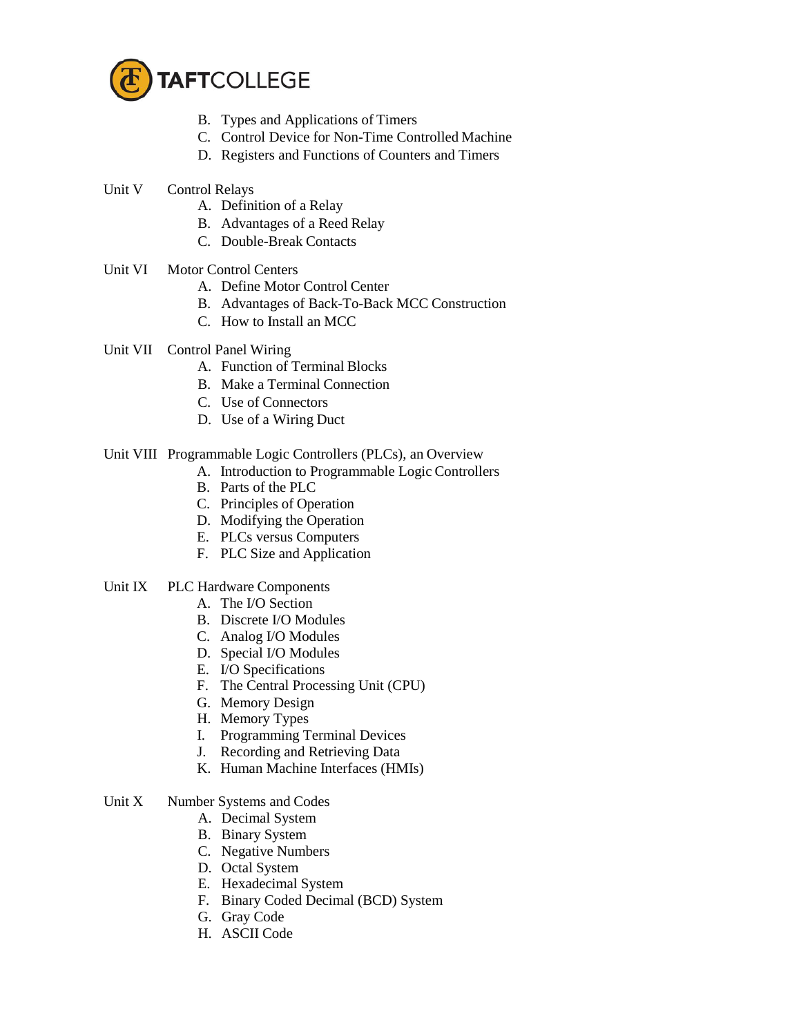B. Types and Applications of Timers
C. Control Device for Non-Time Controlled Machine
D. Registers and Functions of Counters and Timers

Unit V Control Relays

A. Definition of a Relay
B. Advantages of a Reed Relay
C. Double-Break Contacts

Unit VI Motor Control Centers

A. Define Motor Control Center
B. Advantages of Back-To-Back MCC Construction
C. How to Install an MCC

Unit VII Control Panel Wiring

A. Function of Terminal Blocks
B. Make a Terminal Connection
C. Use of Connectors
D. Use of a Wiring Duct

Unit VIII Programmable Logic Controllers (PLCs), an Overview

A. Introduction to Programmable Logic Controllers
B. Parts of the PLC
C. Principles of Operation
D. Modifying the Operation
E. PLCs versus Computers
F. PLC Size and Application

Unit IX PLC Hardware Components

A. The I/O Section
B. Discrete I/O Modules
C. Analog I/O Modules
D. Special I/O Modules
E. I/O Specifications
F. The Central Processing Unit (CPU)
G. Memory Design
H. Memory Types
I. Programming Terminal Devices
J. Recording and Retrieving Data
K. Human Machine Interfaces (HMIs)

Unit X Number Systems and Codes

A. Decimal System
B. Binary System
C. Negative Numbers
D. Octal System
E. Hexadecimal System
F. Binary Coded Decimal (BCD) System
G. Gray Code
H. ASCII Code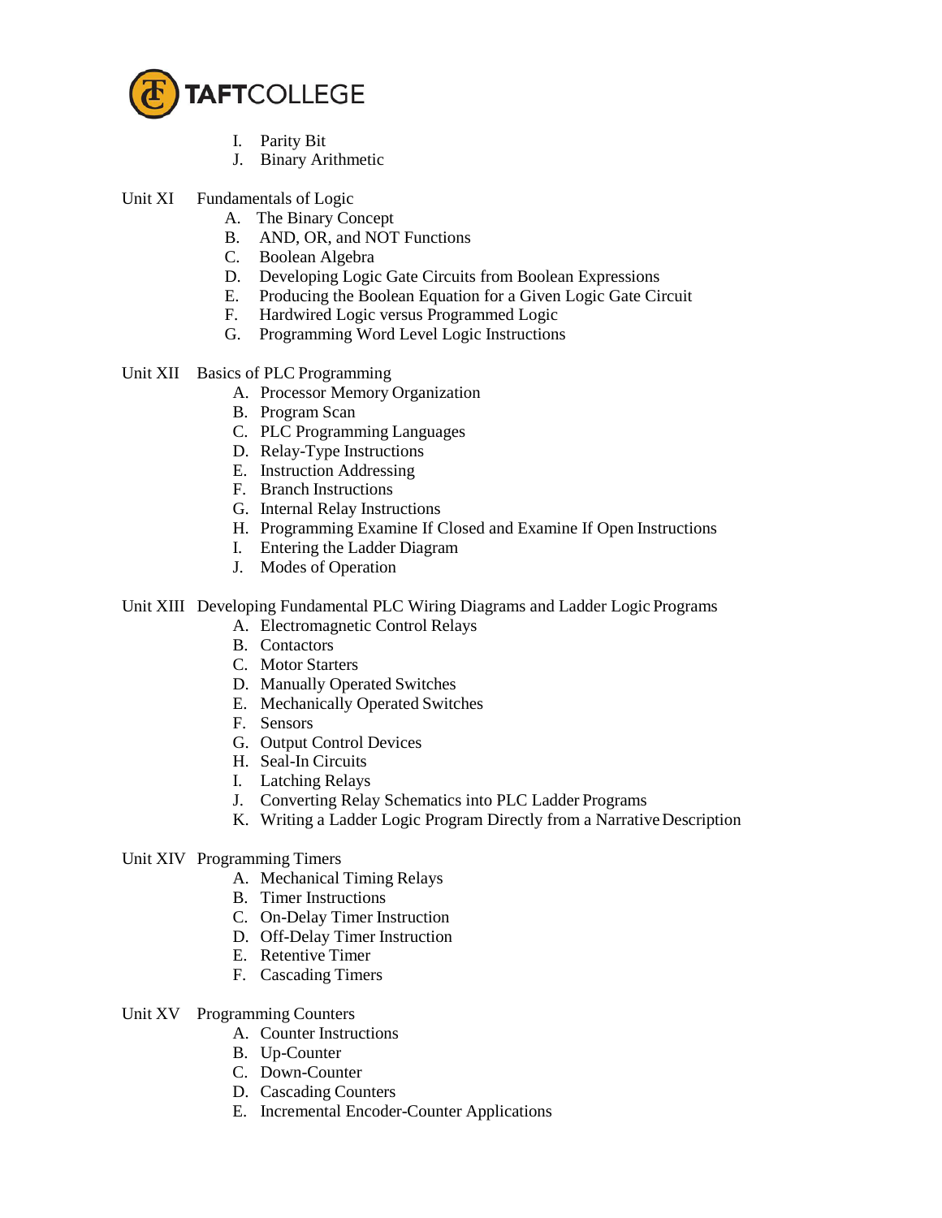I. Parity Bit
J. Binary Arithmetic

Unit XI Fundamentals of Logic

A. The Binary Concept
B. AND, OR, and NOT Functions
C. Boolean Algebra
D. Developing Logic Gate Circuits from Boolean Expressions
E. Producing the Boolean Equation for a Given Logic Gate Circuit
F. Hardwired Logic versus Programmed Logic
G. Programming Word Level Logic Instructions

Unit XII Basics of PLC Programming

A. Processor Memory Organization
B. Program Scan
C. PLC Programming Languages
D. Relay-Type Instructions
E. Instruction Addressing
F. Branch Instructions
G. Internal Relay Instructions
H. Programming Examine If Closed and Examine If Open Instructions
I. Entering the Ladder Diagram
J. Modes of Operation

Unit XIII Developing Fundamental PLC Wiring Diagrams and Ladder Logic Programs

A. Electromagnetic Control Relays
B. Contactors
C. Motor Starters
D. Manually Operated Switches
E. Mechanically Operated Switches
F. Sensors
G. Output Control Devices
H. Seal-In Circuits
I. Latching Relays
J. Converting Relay Schematics into PLC Ladder Programs
K. Writing a Ladder Logic Program Directly from a Narrative Description

Unit XIV Programming Timers

A. Mechanical Timing Relays
B. Timer Instructions
C. On-Delay Timer Instruction
D. Off-Delay Timer Instruction
E. Retentive Timer
F. Cascading Timers

Unit XV Programming Counters

A. Counter Instructions
B. Up-Counter
C. Down-Counter
D. Cascading Counters
E. Incremental Encoder-Counter Applications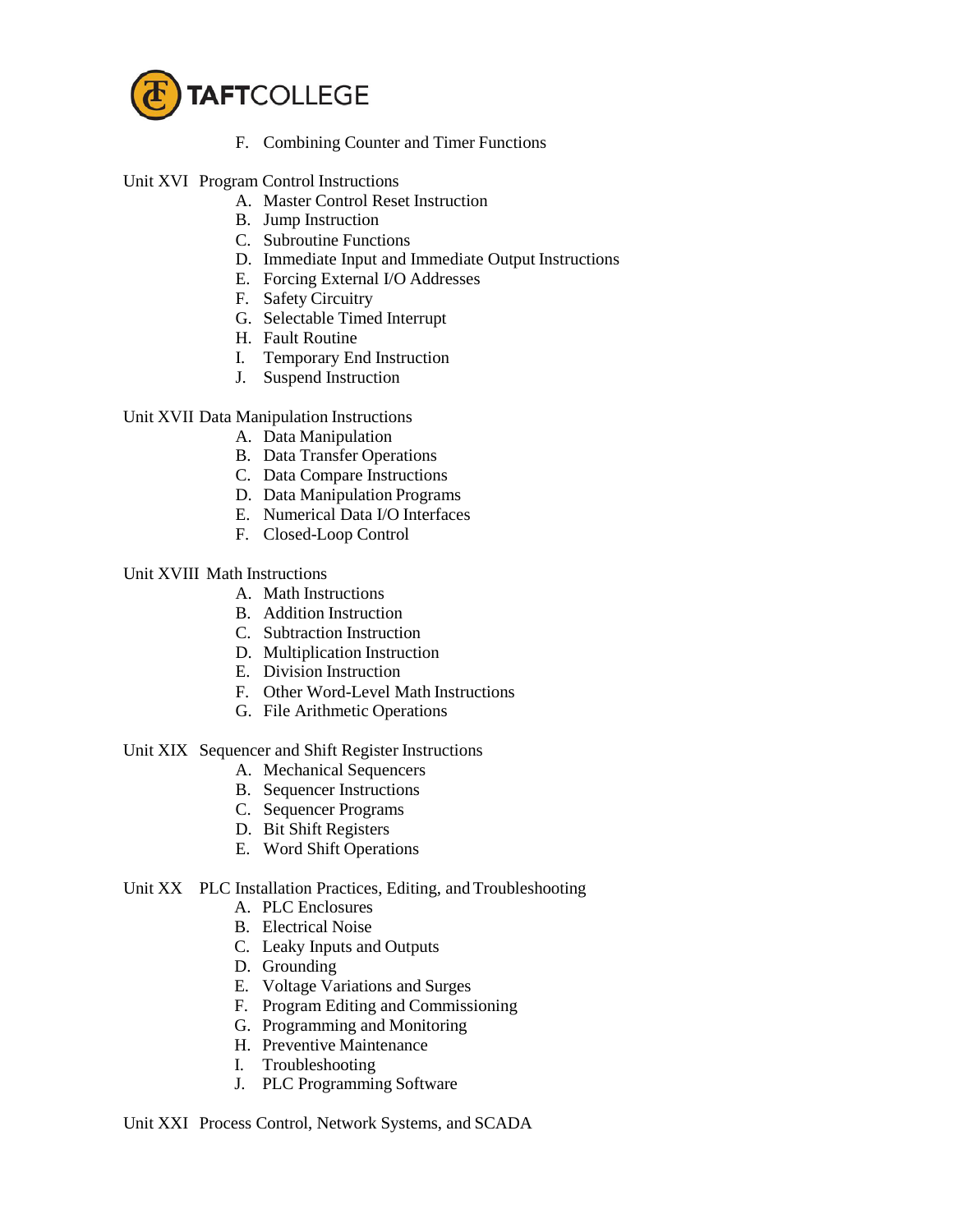F. Combining Counter and Timer Functions

Unit XVI Program Control Instructions

A. Master Control Reset Instruction
B. Jump Instruction
C. Subroutine Functions
D. Immediate Input and Immediate Output Instructions
E. Forcing External I/O Addresses
F. Safety Circuitry
G. Selectable Timed Interrupt
H. Fault Routine
I. Temporary End Instruction
J. Suspend Instruction

Unit XVII Data Manipulation Instructions

A. Data Manipulation
B. Data Transfer Operations
C. Data Compare Instructions
D. Data Manipulation Programs
E. Numerical Data I/O Interfaces
F. Closed-Loop Control

Unit XVIII Math Instructions

A. Math Instructions
B. Addition Instruction
C. Subtraction Instruction
D. Multiplication Instruction
E. Division Instruction
F. Other Word-Level Math Instructions
G. File Arithmetic Operations

Unit XIX Sequencer and Shift Register Instructions

A. Mechanical Sequencers
B. Sequencer Instructions
C. Sequencer Programs
D. Bit Shift Registers
E. Word Shift Operations

Unit XX PLC Installation Practices, Editing, and Troubleshooting

A. PLC Enclosures
B. Electrical Noise
C. Leaky Inputs and Outputs
D. Grounding
E. Voltage Variations and Surges
F. Program Editing and Commissioning
G. Programming and Monitoring
H. Preventive Maintenance
I. Troubleshooting
J. PLC Programming Software

Unit XXI Process Control, Network Systems, and SCADA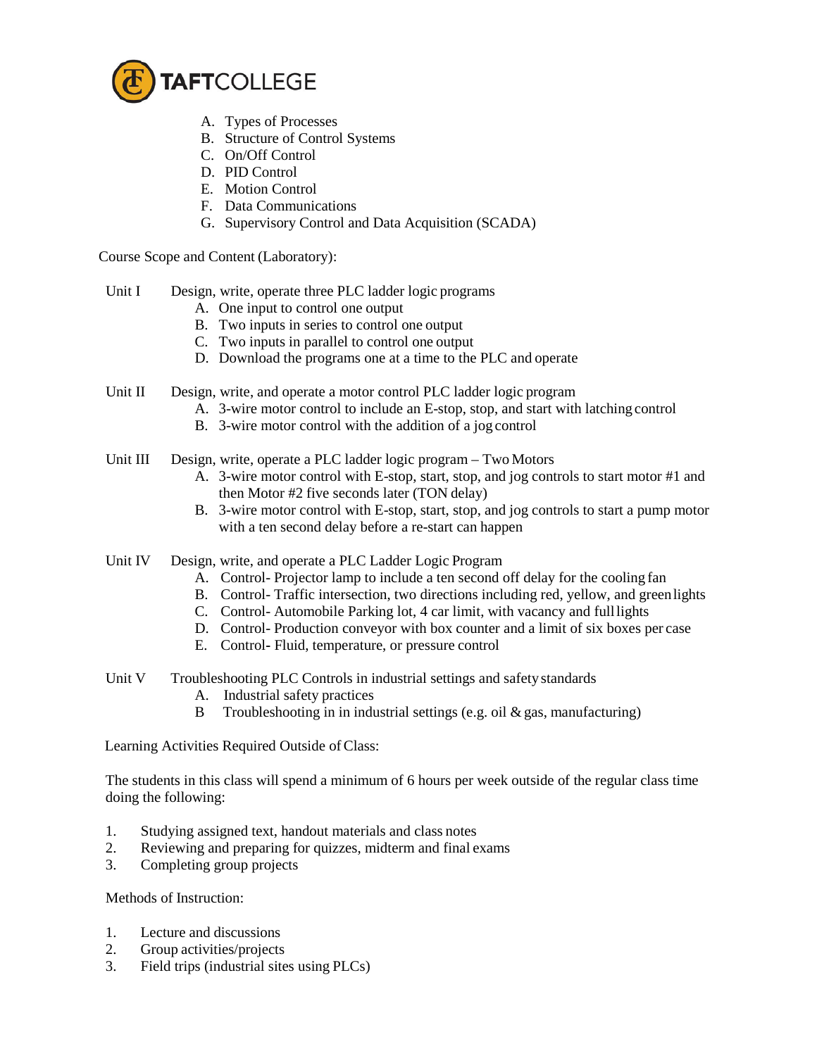A. Types of Processes
B. Structure of Control Systems
C. On/Off Control
D. PID Control
E. Motion Control
F. Data Communications
G. Supervisory Control and Data Acquisition (SCADA)

Course Scope and Content (Laboratory):

Unit I Design, write, operate three PLC ladder logic programs

A. One input to control one output
B. Two inputs in series to control one output
C. Two inputs in parallel to control one output
D. Download the programs one at a time to the PLC and operate

Unit II Design, write, and operate a motor control PLC ladder logic program

A. 3-wire motor control to include an E-stop, stop, and start with latching control
B. 3-wire motor control with the addition of a jog control

Unit III Design, write, operate a PLC ladder logic program – Two Motors

A. 3-wire motor control with E-stop, start, stop, and jog controls to start motor #1 and then Motor #2 five seconds later (TON delay)
B. 3-wire motor control with E-stop, start, stop, and jog controls to start a pump motor with a ten second delay before a re-start can happen

Unit IV Design, write, and operate a PLC Ladder Logic Program

A. Control- Projector lamp to include a ten second off delay for the cooling fan
B. Control- Traffic intersection, two directions including red, yellow, and green lights
C. Control- Automobile Parking lot, 4 car limit, with vacancy and full lights
D. Control- Production conveyor with box counter and a limit of six boxes per case
E. Control- Fluid, temperature, or pressure control

Unit V Troubleshooting PLC Controls in industrial settings and safety standards

A. Industrial safety practices
B Troubleshooting in in industrial settings (e.g. oil & gas, manufacturing)

Learning Activities Required Outside of Class:

The students in this class will spend a minimum of 6 hours per week outside of the regular class time doing the following:

1. Studying assigned text, handout materials and class notes
2. Reviewing and preparing for quizzes, midterm and final exams
3. Completing group projects

Methods of Instruction:

1. Lecture and discussions
2. Group activities/projects
3. Field trips (industrial sites using PLCs)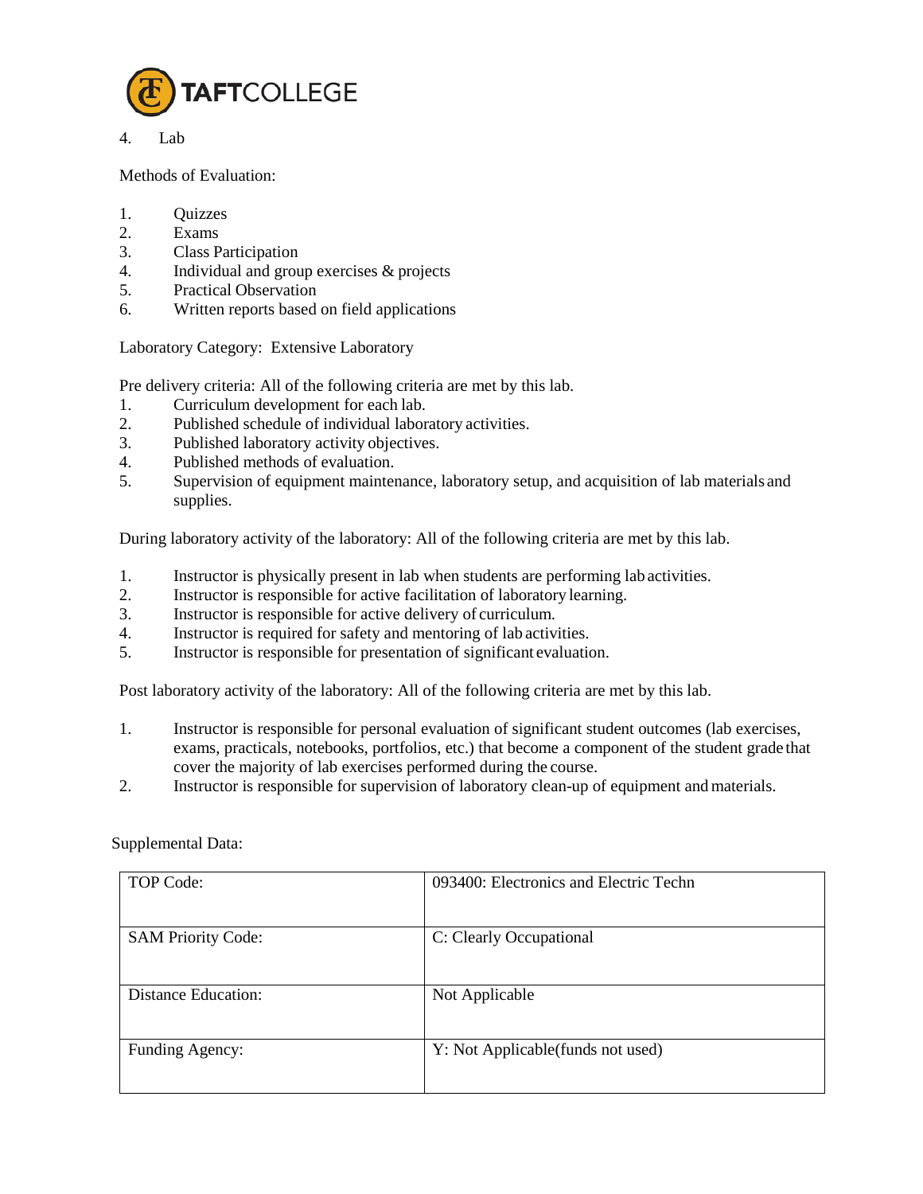4. Lab

Methods of Evaluation:

1. Quizzes
2. Exams
3. Class Participation
4. Individual and group exercises & projects
5. Practical Observation
6. Written reports based on field applications

Laboratory Category: Extensive Laboratory

Pre delivery criteria: All of the following criteria are met by this lab.

1. Curriculum development for each lab.
2. Published schedule of individual laboratory activities.
3. Published laboratory activity objectives.
4. Published methods of evaluation.
5. Supervision of equipment maintenance, laboratory setup, and acquisition of lab materials and supplies.

During laboratory activity of the laboratory: All of the following criteria are met by this lab.

1. Instructor is physically present in lab when students are performing lab activities.
2. Instructor is responsible for active facilitation of laboratory learning.
3. Instructor is responsible for active delivery of curriculum.
4. Instructor is required for safety and mentoring of lab activities.
5. Instructor is responsible for presentation of significant evaluation.

Post laboratory activity of the laboratory: All of the following criteria are met by this lab.

1. Instructor is responsible for personal evaluation of significant student outcomes (lab exercises, exams, practicals, notebooks, portfolios, etc.) that become a component of the student grade that cover the majority of lab exercises performed during the course.
2. Instructor is responsible for supervision of laboratory clean-up of equipment and materials.

Supplemental Data:

| | |
|---|---|
| TOP Code: | 093400: Electronics and Electric Techn |
| SAM Priority Code: | C: Clearly Occupational |
| Distance Education: | Not Applicable |
| Funding Agency: | Y: Not Applicable(funds not used) |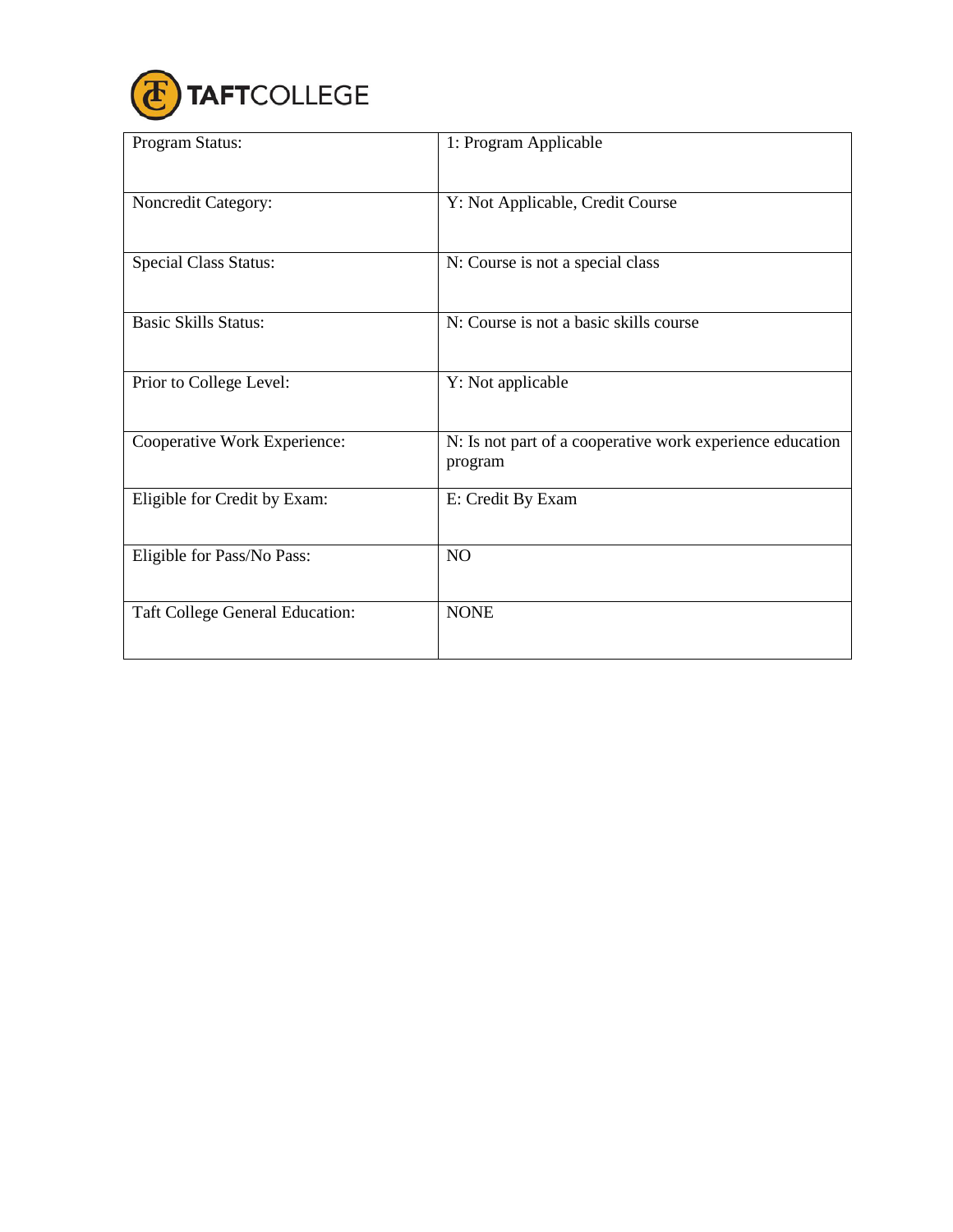| | |
|---|---|
| Program Status: | 1: Program Applicable |
| Noncredit Category: | Y: Not Applicable, Credit Course |
| Special Class Status: | N: Course is not a special class |
| Basic Skills Status: | N: Course is not a basic skills course |
| Prior to College Level: | Y: Not applicable |
| Cooperative Work Experience: | N: Is not part of a cooperative work experience education program |
| Eligible for Credit by Exam: | E: Credit By Exam |
| Eligible for Pass/No Pass: | NO |
| Taft College General Education: | NONE |